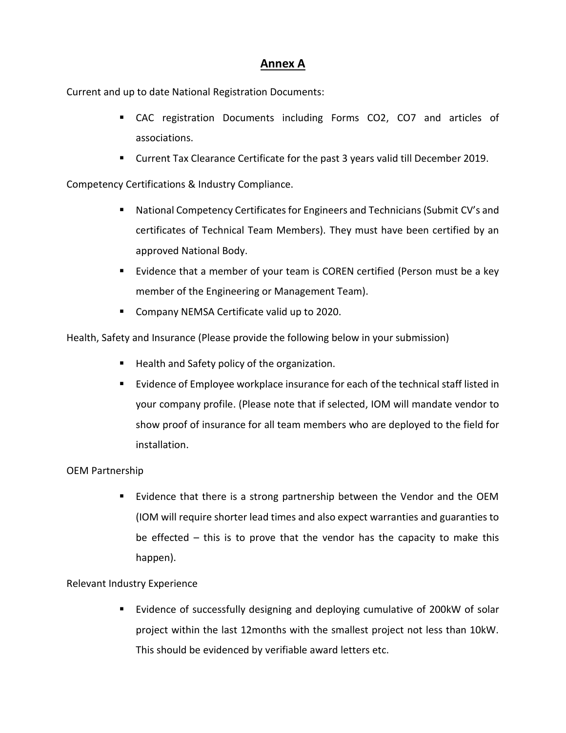# Annex A

Current and up to date National Registration Documents:

- CAC registration Documents including Forms CO2, CO7 and articles of associations.
- Current Tax Clearance Certificate for the past 3 years valid till December 2019.

Competency Certifications & Industry Compliance.

- National Competency Certificates for Engineers and Technicians (Submit CV's and certificates of Technical Team Members). They must have been certified by an approved National Body.
- Evidence that a member of your team is COREN certified (Person must be a key member of the Engineering or Management Team).
- Company NEMSA Certificate valid up to 2020.

Health, Safety and Insurance (Please provide the following below in your submission)

- Health and Safety policy of the organization.
- Evidence of Employee workplace insurance for each of the technical staff listed in your company profile. (Please note that if selected, IOM will mandate vendor to show proof of insurance for all team members who are deployed to the field for installation.

OEM Partnership

- Evidence that there is a strong partnership between the Vendor and the OEM (IOM will require shorter lead times and also expect warranties and guaranties to be effected – this is to prove that the vendor has the capacity to make this happen).

Relevant Industry Experience

- Evidence of successfully designing and deploying cumulative of 200kW of solar project within the last 12months with the smallest project not less than 10kW. This should be evidenced by verifiable award letters etc.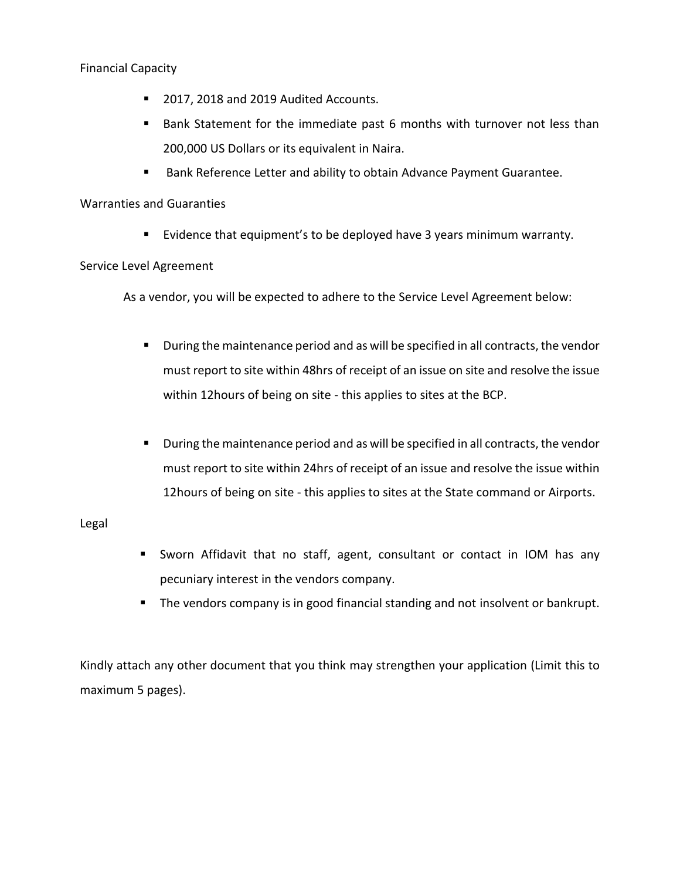Financial Capacity

- 2017, 2018 and 2019 Audited Accounts.
- Bank Statement for the immediate past 6 months with turnover not less than 200,000 US Dollars or its equivalent in Naira.
- Bank Reference Letter and ability to obtain Advance Payment Guarantee.

Warranties and Guaranties

- Evidence that equipment's to be deployed have 3 years minimum warranty.

Service Level Agreement

As a vendor, you will be expected to adhere to the Service Level Agreement below:

- During the maintenance period and as will be specified in all contracts, the vendor must report to site within 48hrs of receipt of an issue on site and resolve the issue within 12hours of being on site - this applies to sites at the BCP.

- During the maintenance period and as will be specified in all contracts, the vendor must report to site within 24hrs of receipt of an issue and resolve the issue within 12hours of being on site - this applies to sites at the State command or Airports.

Legal

- Sworn Affidavit that no staff, agent, consultant or contact in IOM has any pecuniary interest in the vendors company.
- The vendors company is in good financial standing and not insolvent or bankrupt.

Kindly attach any other document that you think may strengthen your application (Limit this to maximum 5 pages).